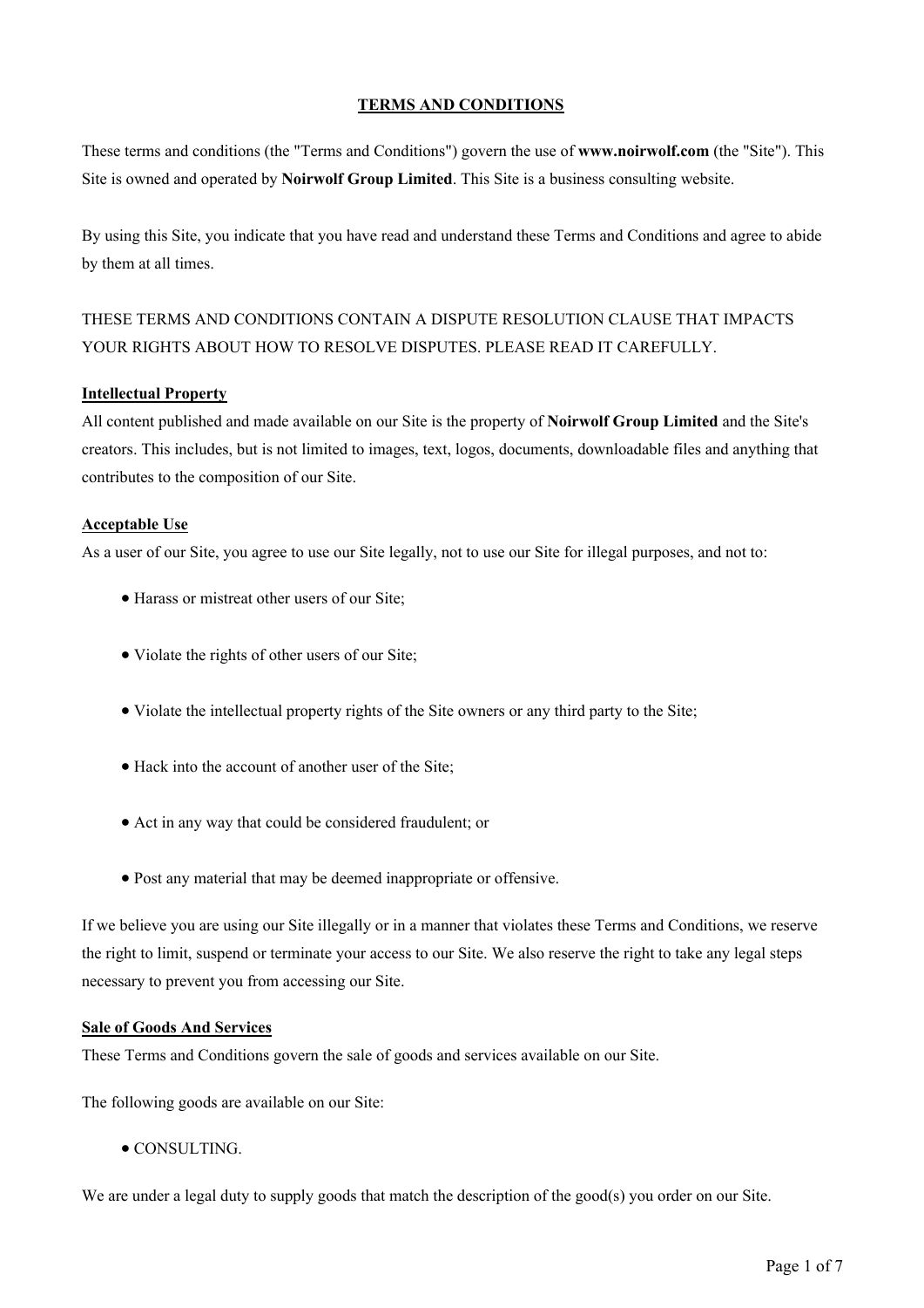# TERMS AND CONDITIONS

These terms and conditions (the "Terms and Conditions") govern the use of **www.noirwolf.com** (the "Site"). This Site is owned and operated by **Noirwolf Group Limited**. This Site is a business consulting website.

By using this Site, you indicate that you have read and understand these Terms and Conditions and agree to abide by them at all times.

THESE TERMS AND CONDITIONS CONTAIN A DISPUTE RESOLUTION CLAUSE THAT IMPACTS YOUR RIGHTS ABOUT HOW TO RESOLVE DISPUTES. PLEASE READ IT CAREFULLY.

## Intellectual Property

All content published and made available on our Site is the property of **Noirwolf Group Limited** and the Site's creators. This includes, but is not limited to images, text, logos, documents, downloadable files and anything that contributes to the composition of our Site.

## Acceptable Use

As a user of our Site, you agree to use our Site legally, not to use our Site for illegal purposes, and not to:

- Harass or mistreat other users of our Site;
- Violate the rights of other users of our Site;
- Violate the intellectual property rights of the Site owners or any third party to the Site;
- Hack into the account of another user of the Site;
- Act in any way that could be considered fraudulent; or
- Post any material that may be deemed inappropriate or offensive.

If we believe you are using our Site illegally or in a manner that violates these Terms and Conditions, we reserve the right to limit, suspend or terminate your access to our Site. We also reserve the right to take any legal steps necessary to prevent you from accessing our Site.

## Sale of Goods And Services

These Terms and Conditions govern the sale of goods and services available on our Site.

The following goods are available on our Site:

- CONSULTING.

We are under a legal duty to supply goods that match the description of the good(s) you order on our Site.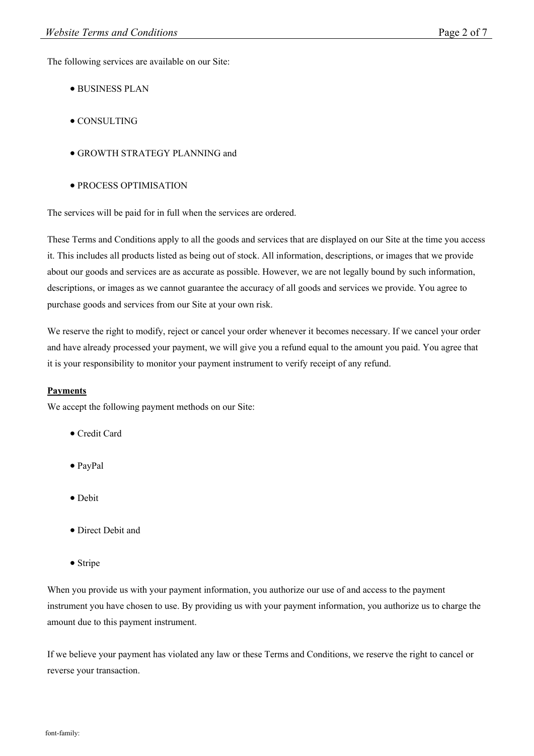The following services are available on our Site:

- BUSINESS PLAN
- CONSULTING
- GROWTH STRATEGY PLANNING and
- PROCESS OPTIMISATION

The services will be paid for in full when the services are ordered.

These Terms and Conditions apply to all the goods and services that are displayed on our Site at the time you access it. This includes all products listed as being out of stock. All information, descriptions, or images that we provide about our goods and services are as accurate as possible. However, we are not legally bound by such information, descriptions, or images as we cannot guarantee the accuracy of all goods and services we provide. You agree to purchase goods and services from our Site at your own risk.

We reserve the right to modify, reject or cancel your order whenever it becomes necessary. If we cancel your order and have already processed your payment, we will give you a refund equal to the amount you paid. You agree that it is your responsibility to monitor your payment instrument to verify receipt of any refund.

**Payments**

We accept the following payment methods on our Site:

- Credit Card
- PayPal
- Debit
- Direct Debit and
- Stripe

When you provide us with your payment information, you authorize our use of and access to the payment instrument you have chosen to use. By providing us with your payment information, you authorize us to charge the amount due to this payment instrument.

If we believe your payment has violated any law or these Terms and Conditions, we reserve the right to cancel or reverse your transaction.

font-family: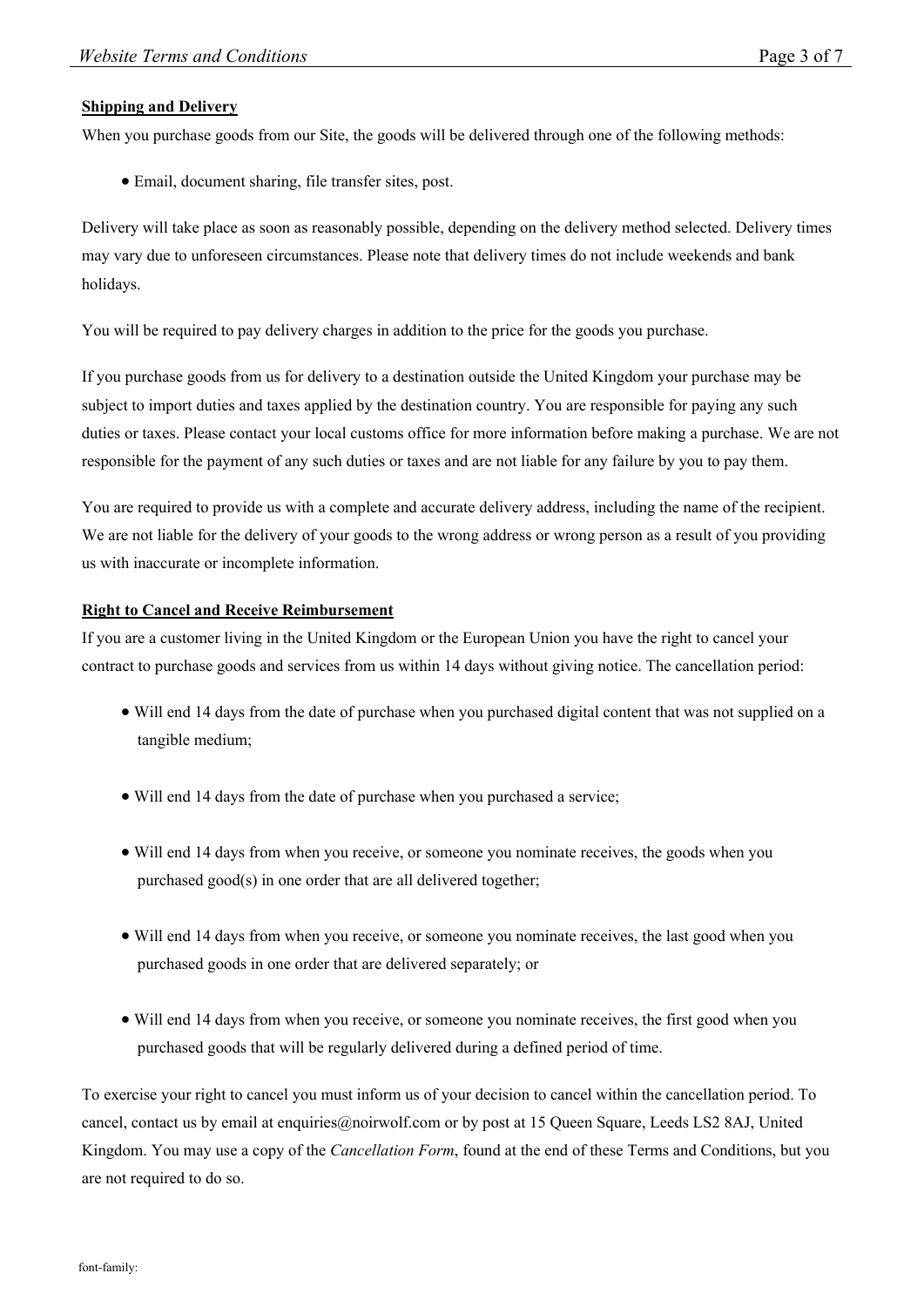**Shipping and Delivery**

When you purchase goods from our Site, the goods will be delivered through one of the following methods:

- Email, document sharing, file transfer sites, post.

Delivery will take place as soon as reasonably possible, depending on the delivery method selected. Delivery times may vary due to unforeseen circumstances. Please note that delivery times do not include weekends and bank holidays.

You will be required to pay delivery charges in addition to the price for the goods you purchase.

If you purchase goods from us for delivery to a destination outside the United Kingdom your purchase may be subject to import duties and taxes applied by the destination country. You are responsible for paying any such duties or taxes. Please contact your local customs office for more information before making a purchase. We are not responsible for the payment of any such duties or taxes and are not liable for any failure by you to pay them.

You are required to provide us with a complete and accurate delivery address, including the name of the recipient. We are not liable for the delivery of your goods to the wrong address or wrong person as a result of you providing us with inaccurate or incomplete information.

**Right to Cancel and Receive Reimbursement**

If you are a customer living in the United Kingdom or the European Union you have the right to cancel your contract to purchase goods and services from us within 14 days without giving notice. The cancellation period:

- Will end 14 days from the date of purchase when you purchased digital content that was not supplied on a tangible medium;
- Will end 14 days from the date of purchase when you purchased a service;
- Will end 14 days from when you receive, or someone you nominate receives, the goods when you purchased good(s) in one order that are all delivered together;
- Will end 14 days from when you receive, or someone you nominate receives, the last good when you purchased goods in one order that are delivered separately; or
- Will end 14 days from when you receive, or someone you nominate receives, the first good when you purchased goods that will be regularly delivered during a defined period of time.

To exercise your right to cancel you must inform us of your decision to cancel within the cancellation period. To cancel, contact us by email at enquiries@noirwolf.com or by post at 15 Queen Square, Leeds LS2 8AJ, United Kingdom. You may use a copy of the *Cancellation Form*, found at the end of these Terms and Conditions, but you are not required to do so.

font-family: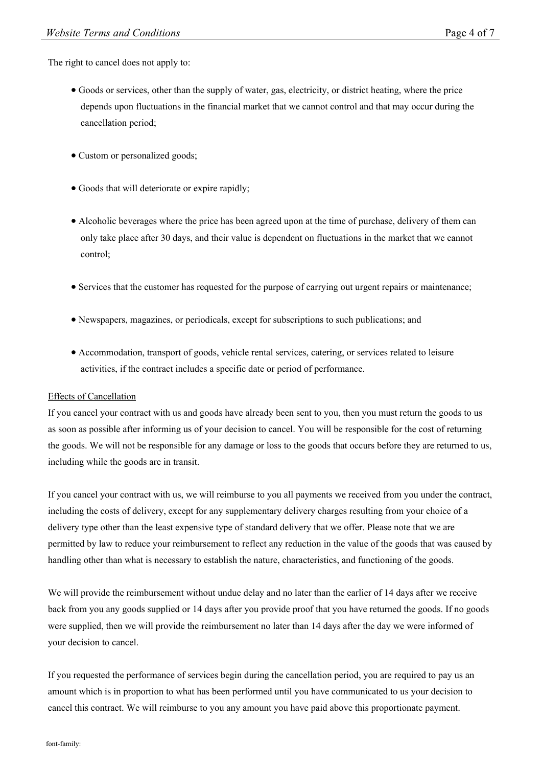The right to cancel does not apply to:

- Goods or services, other than the supply of water, gas, electricity, or district heating, where the price depends upon fluctuations in the financial market that we cannot control and that may occur during the cancellation period;
- Custom or personalized goods;
- Goods that will deteriorate or expire rapidly;
- Alcoholic beverages where the price has been agreed upon at the time of purchase, delivery of them can only take place after 30 days, and their value is dependent on fluctuations in the market that we cannot control;
- Services that the customer has requested for the purpose of carrying out urgent repairs or maintenance;
- Newspapers, magazines, or periodicals, except for subscriptions to such publications; and
- Accommodation, transport of goods, vehicle rental services, catering, or services related to leisure activities, if the contract includes a specific date or period of performance.

Effects of Cancellation

If you cancel your contract with us and goods have already been sent to you, then you must return the goods to us as soon as possible after informing us of your decision to cancel. You will be responsible for the cost of returning the goods. We will not be responsible for any damage or loss to the goods that occurs before they are returned to us, including while the goods are in transit.

If you cancel your contract with us, we will reimburse to you all payments we received from you under the contract, including the costs of delivery, except for any supplementary delivery charges resulting from your choice of a delivery type other than the least expensive type of standard delivery that we offer. Please note that we are permitted by law to reduce your reimbursement to reflect any reduction in the value of the goods that was caused by handling other than what is necessary to establish the nature, characteristics, and functioning of the goods.

We will provide the reimbursement without undue delay and no later than the earlier of 14 days after we receive back from you any goods supplied or 14 days after you provide proof that you have returned the goods. If no goods were supplied, then we will provide the reimbursement no later than 14 days after the day we were informed of your decision to cancel.

If you requested the performance of services begin during the cancellation period, you are required to pay us an amount which is in proportion to what has been performed until you have communicated to us your decision to cancel this contract. We will reimburse to you any amount you have paid above this proportionate payment.

font-family: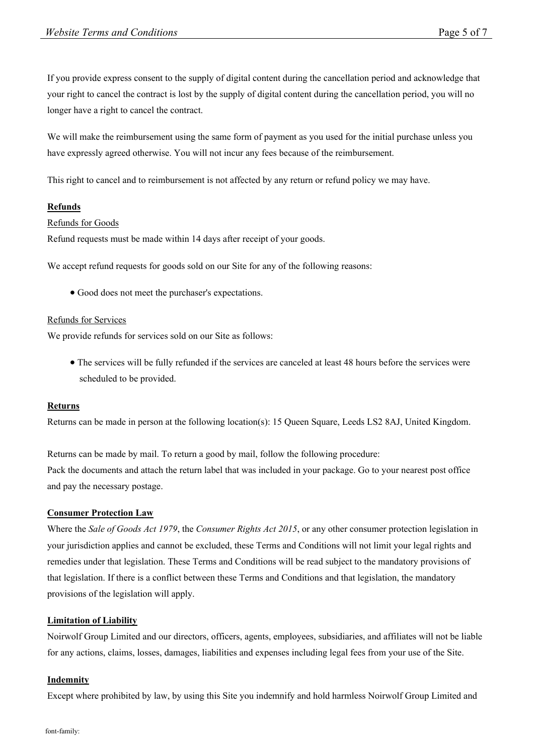If you provide express consent to the supply of digital content during the cancellation period and acknowledge that your right to cancel the contract is lost by the supply of digital content during the cancellation period, you will no longer have a right to cancel the contract.

We will make the reimbursement using the same form of payment as you used for the initial purchase unless you have expressly agreed otherwise. You will not incur any fees because of the reimbursement.

This right to cancel and to reimbursement is not affected by any return or refund policy we may have.

**Refunds**

Refunds for Goods

Refund requests must be made within 14 days after receipt of your goods.

We accept refund requests for goods sold on our Site for any of the following reasons:

- Good does not meet the purchaser's expectations.

Refunds for Services

We provide refunds for services sold on our Site as follows:

- The services will be fully refunded if the services are canceled at least 48 hours before the services were scheduled to be provided.

**Returns**

Returns can be made in person at the following location(s): 15 Queen Square, Leeds LS2 8AJ, United Kingdom.

Returns can be made by mail. To return a good by mail, follow the following procedure:
Pack the documents and attach the return label that was included in your package. Go to your nearest post office and pay the necessary postage.

**Consumer Protection Law**

Where the *Sale of Goods Act 1979*, the *Consumer Rights Act 2015*, or any other consumer protection legislation in your jurisdiction applies and cannot be excluded, these Terms and Conditions will not limit your legal rights and remedies under that legislation. These Terms and Conditions will be read subject to the mandatory provisions of that legislation. If there is a conflict between these Terms and Conditions and that legislation, the mandatory provisions of the legislation will apply.

**Limitation of Liability**

Noirwolf Group Limited and our directors, officers, agents, employees, subsidiaries, and affiliates will not be liable for any actions, claims, losses, damages, liabilities and expenses including legal fees from your use of the Site.

**Indemnity**

Except where prohibited by law, by using this Site you indemnify and hold harmless Noirwolf Group Limited and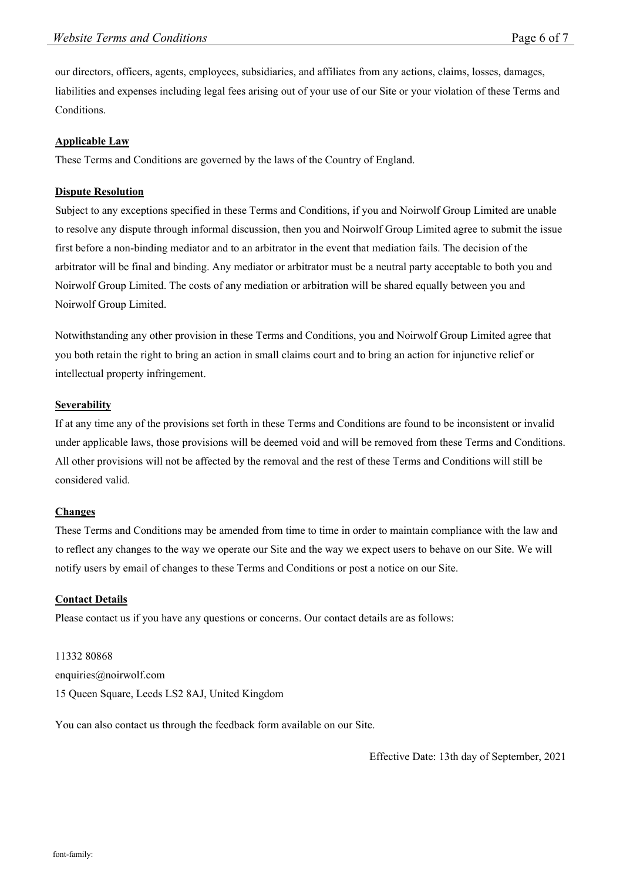our directors, officers, agents, employees, subsidiaries, and affiliates from any actions, claims, losses, damages, liabilities and expenses including legal fees arising out of your use of our Site or your violation of these Terms and Conditions.

**Applicable Law**

These Terms and Conditions are governed by the laws of the Country of England.

**Dispute Resolution**

Subject to any exceptions specified in these Terms and Conditions, if you and Noirwolf Group Limited are unable to resolve any dispute through informal discussion, then you and Noirwolf Group Limited agree to submit the issue first before a non-binding mediator and to an arbitrator in the event that mediation fails. The decision of the arbitrator will be final and binding. Any mediator or arbitrator must be a neutral party acceptable to both you and Noirwolf Group Limited. The costs of any mediation or arbitration will be shared equally between you and Noirwolf Group Limited.

Notwithstanding any other provision in these Terms and Conditions, you and Noirwolf Group Limited agree that you both retain the right to bring an action in small claims court and to bring an action for injunctive relief or intellectual property infringement.

**Severability**

If at any time any of the provisions set forth in these Terms and Conditions are found to be inconsistent or invalid under applicable laws, those provisions will be deemed void and will be removed from these Terms and Conditions. All other provisions will not be affected by the removal and the rest of these Terms and Conditions will still be considered valid.

**Changes**

These Terms and Conditions may be amended from time to time in order to maintain compliance with the law and to reflect any changes to the way we operate our Site and the way we expect users to behave on our Site. We will notify users by email of changes to these Terms and Conditions or post a notice on our Site.

**Contact Details**

Please contact us if you have any questions or concerns. Our contact details are as follows:

11332 80868
enquiries@noirwolf.com
15 Queen Square, Leeds LS2 8AJ, United Kingdom

You can also contact us through the feedback form available on our Site.

Effective Date: 13th day of September, 2021

font-family: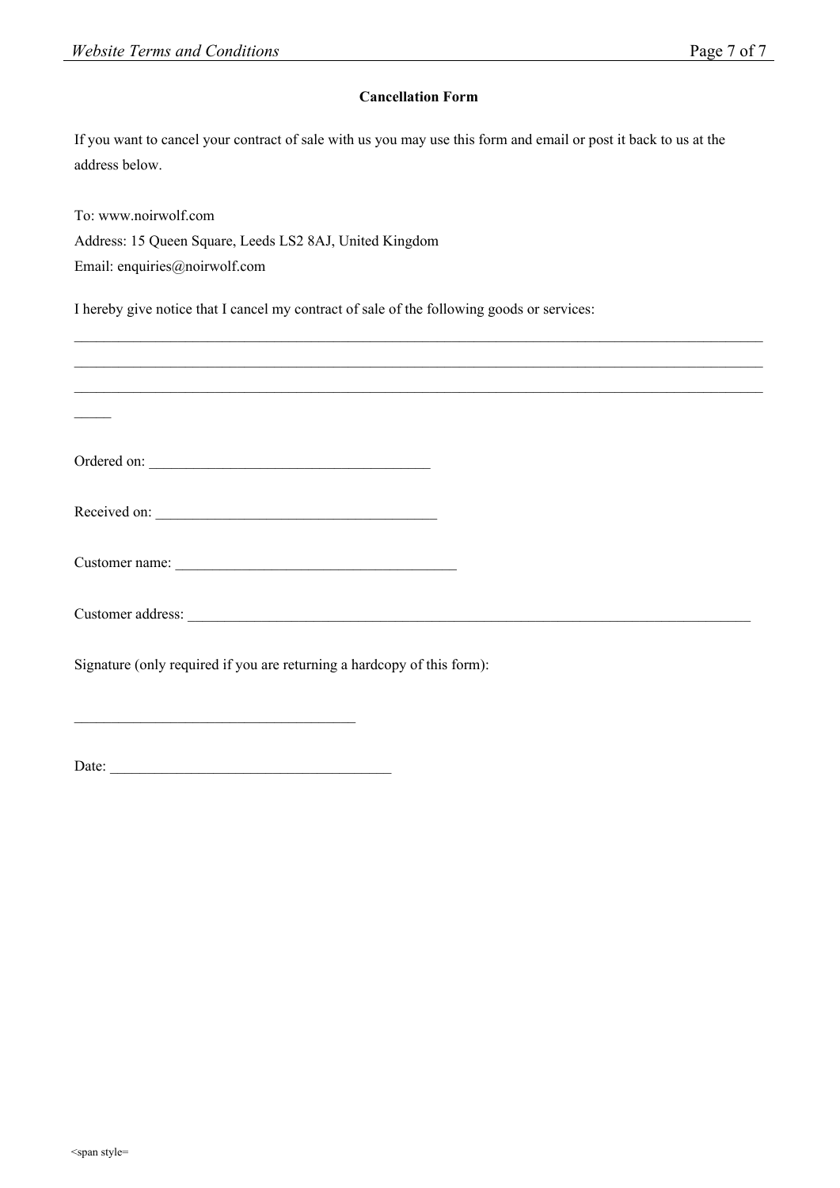**Cancellation Form**

If you want to cancel your contract of sale with us you may use this form and email or post it back to us at the address below.

To: www.noirwolf.com
Address: 15 Queen Square, Leeds LS2 8AJ, United Kingdom
Email: enquiries@noirwolf.com

I hereby give notice that I cancel my contract of sale of the following goods or services:

_______________________________________________________________________________________________
_______________________________________________________________________________________________
_______________________________________________________________________________________________
_____

Ordered on: ______________________________________

Received on: ______________________________________

Customer name: ______________________________________

Customer address: ______________________________________________________________________________

Signature (only required if you are returning a hardcopy of this form):

______________________________________

Date: ______________________________________

<span style=